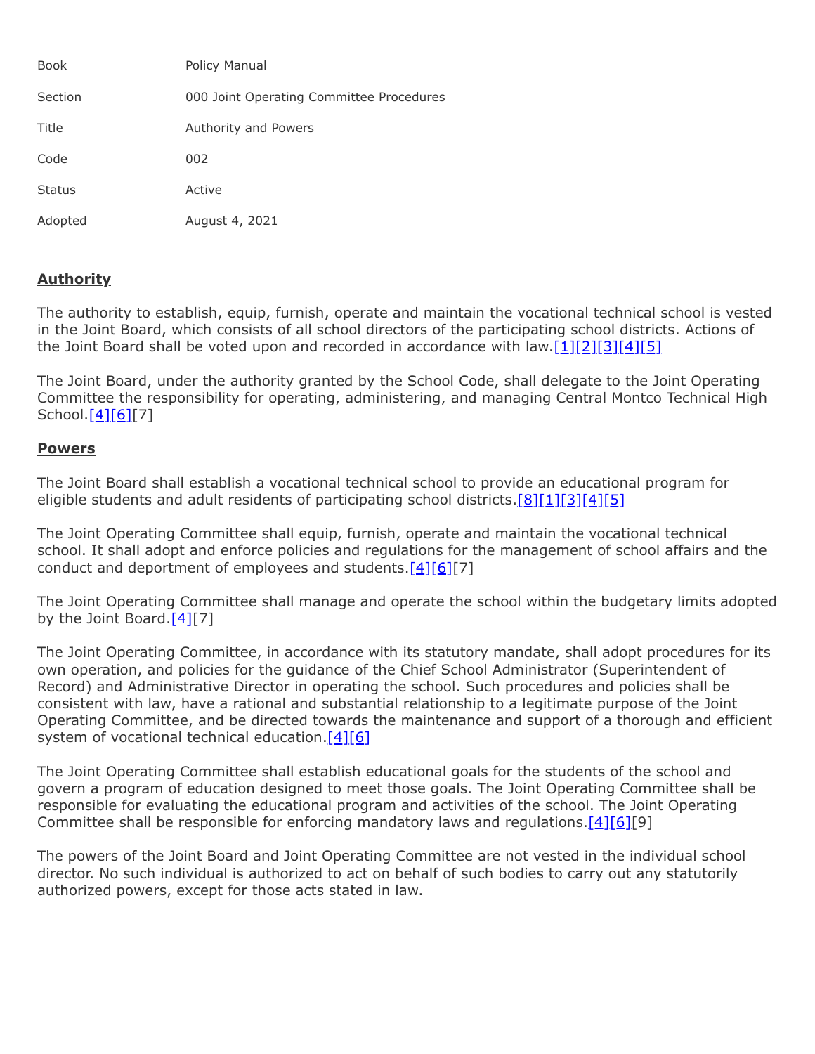| Book | Policy Manual |
| --- | --- |
| Section | 000 Joint Operating Committee Procedures |
| Title | Authority and Powers |
| Code | 002 |
| Status | Active |
| Adopted | August 4, 2021 |

## Authority

The authority to establish, equip, furnish, operate and maintain the vocational technical school is vested in the Joint Board, which consists of all school directors of the participating school districts. Actions of the Joint Board shall be voted upon and recorded in accordance with law.[1][2][3][4][5]

The Joint Board, under the authority granted by the School Code, shall delegate to the Joint Operating Committee the responsibility for operating, administering, and managing Central Montco Technical High School.[4][6][7]

## Powers

The Joint Board shall establish a vocational technical school to provide an educational program for eligible students and adult residents of participating school districts.[8][1][3][4][5]

The Joint Operating Committee shall equip, furnish, operate and maintain the vocational technical school. It shall adopt and enforce policies and regulations for the management of school affairs and the conduct and deportment of employees and students.[4][6][7]

The Joint Operating Committee shall manage and operate the school within the budgetary limits adopted by the Joint Board.[4][7]

The Joint Operating Committee, in accordance with its statutory mandate, shall adopt procedures for its own operation, and policies for the guidance of the Chief School Administrator (Superintendent of Record) and Administrative Director in operating the school. Such procedures and policies shall be consistent with law, have a rational and substantial relationship to a legitimate purpose of the Joint Operating Committee, and be directed towards the maintenance and support of a thorough and efficient system of vocational technical education.[4][6]

The Joint Operating Committee shall establish educational goals for the students of the school and govern a program of education designed to meet those goals. The Joint Operating Committee shall be responsible for evaluating the educational program and activities of the school. The Joint Operating Committee shall be responsible for enforcing mandatory laws and regulations.[4][6][9]

The powers of the Joint Board and Joint Operating Committee are not vested in the individual school director. No such individual is authorized to act on behalf of such bodies to carry out any statutorily authorized powers, except for those acts stated in law.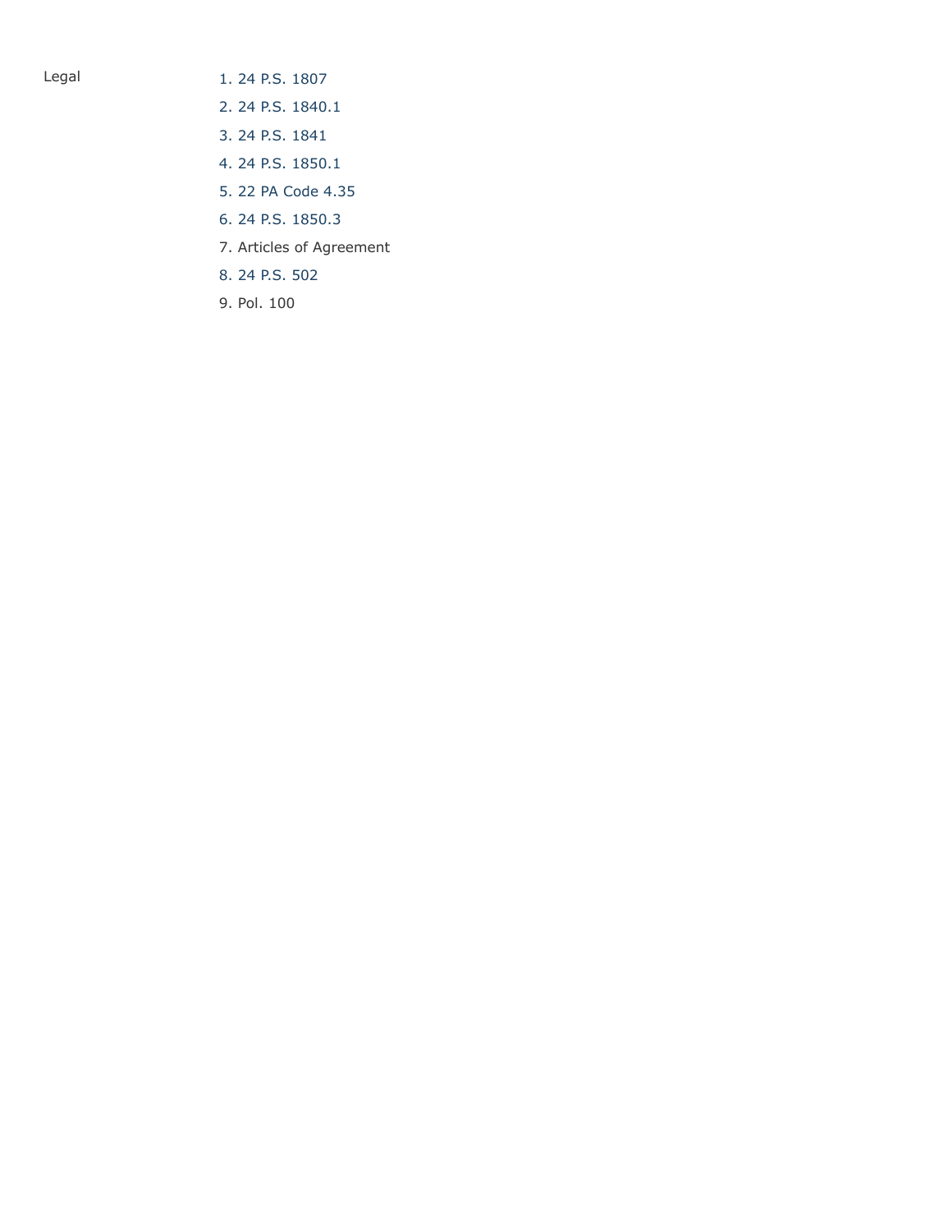Legal

1. 24 P.S. 1807
2. 24 P.S. 1840.1
3. 24 P.S. 1841
4. 24 P.S. 1850.1
5. 22 PA Code 4.35
6. 24 P.S. 1850.3
7. Articles of Agreement
8. 24 P.S. 502
9. Pol. 100